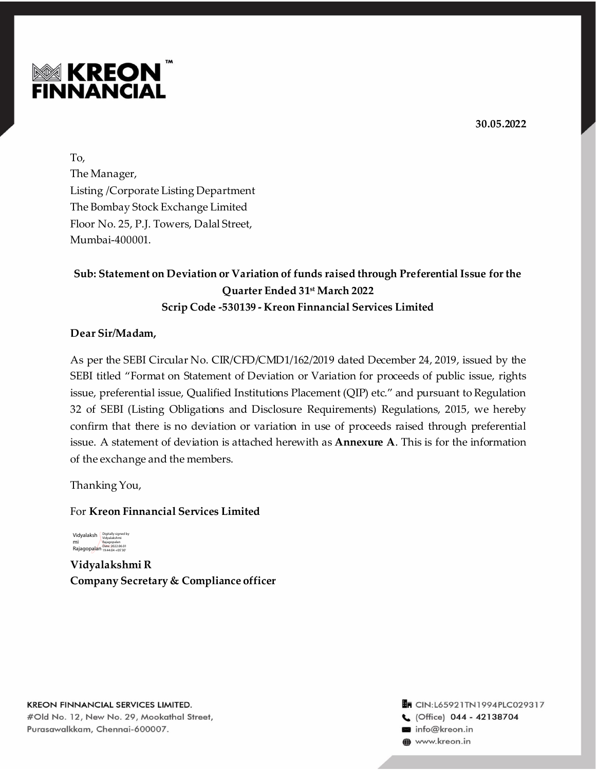**KREON FINNANCIAL™**

**30.05.2022**

To,
The Manager,
Listing /Corporate Listing Department
The Bombay Stock Exchange Limited
Floor No. 25, P.J. Towers, Dalal Street,
Mumbai-400001.

**Sub: Statement on Deviation or Variation of funds raised through Preferential Issue for the Quarter Ended 31st March 2022**
**Scrip Code -530139 - Kreon Finnancial Services Limited**

**Dear Sir/Madam,**

As per the SEBI Circular No. CIR/CFD/CMD1/162/2019 dated December 24, 2019, issued by the SEBI titled "Format on Statement of Deviation or Variation for proceeds of public issue, rights issue, preferential issue, Qualified Institutions Placement (QIP) etc." and pursuant to Regulation 32 of SEBI (Listing Obligations and Disclosure Requirements) Regulations, 2015, we hereby confirm that there is no deviation or variation in use of proceeds raised through preferential issue. A statement of deviation is attached herewith as **Annexure A**. This is for the information of the exchange and the members.

Thanking You,

For **Kreon Finnancial Services Limited**

Vidyalakshmi Rajagopalan
Digitally signed by Vidyalakshmi Rajagopalan
Date: 2022.06.01 19:44:04 +05'30'

**Vidyalakshmi R**
**Company Secretary & Compliance officer**

KREON FINNANCIAL SERVICES LIMITED.
#Old No. 12, New No. 29, Mookathal Street,
Purasawalkkam, Chennai-600007.

CIN:L65921TN1994PLC029317
(Office) 044 - 42138704
info@kreon.in
www.kreon.in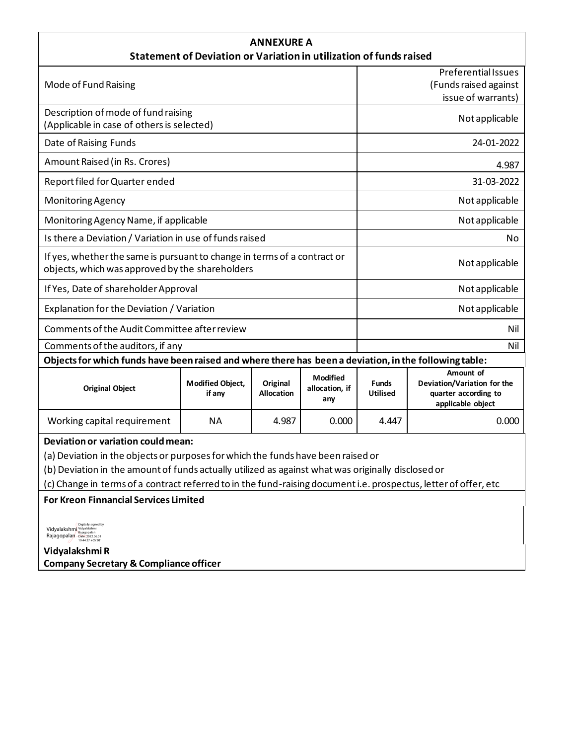## ANNEXURE A

### Statement of Deviation or Variation in utilization of funds raised

| | |
|---|---|
| Mode of Fund Raising | Preferential Issues (Funds raised against issue of warrants) |
| Description of mode of fund raising (Applicable in case of others is selected) | Not applicable |
| Date of Raising Funds | 24-01-2022 |
| Amount Raised (in Rs. Crores) | 4.987 |
| Report filed for Quarter ended | 31-03-2022 |
| Monitoring Agency | Not applicable |
| Monitoring Agency Name, if applicable | Not applicable |
| Is there a Deviation / Variation in use of funds raised | No |
| If yes, whether the same is pursuant to change in terms of a contract or objects, which was approved by the shareholders | Not applicable |
| If Yes, Date of shareholder Approval | Not applicable |
| Explanation for the Deviation / Variation | Not applicable |
| Comments of the Audit Committee after review | Nil |
| Comments of the auditors, if any | Nil |

**Objects for which funds have been raised and where there has been a deviation, in the following table:**

| Original Object | Modified Object, if any | Original Allocation | Modified allocation, if any | Funds Utilised | Amount of Deviation/Variation for the quarter according to applicable object |
|---|---|---|---|---|---|
| Working capital requirement | NA | 4.987 | 0.000 | 4.447 | 0.000 |

**Deviation or variation could mean:**

(a) Deviation in the objects or purposes for which the funds have been raised or

(b) Deviation in the amount of funds actually utilized as against what was originally disclosed or

(c) Change in terms of a contract referred to in the fund-raising document i.e. prospectus, letter of offer, etc

**For Kreon Finnancial Services Limited**

Vidyalakshmi Rajagopalan — Digitally signed by Vidyalakshmi Rajagopalan Date: 2022.06.01 19:44:27 +05'30'

**Vidyalakshmi R**
**Company Secretary & Compliance officer**